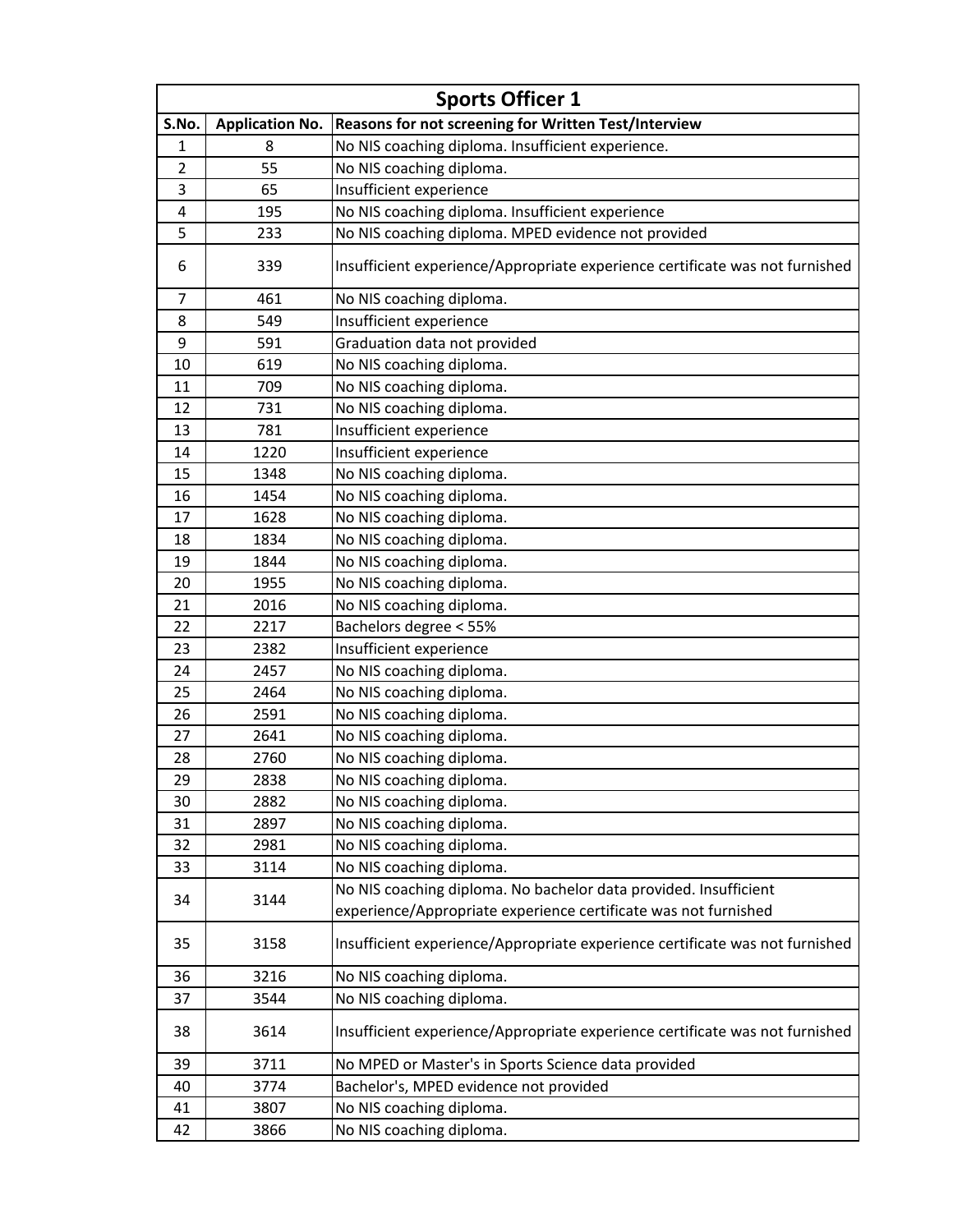## Sports Officer 1

| S.No. | Application No. | Reasons for not screening for Written Test/Interview |
|---|---|---|
| 1 | 8 | No NIS coaching diploma. Insufficient experience. |
| 2 | 55 | No NIS coaching diploma. |
| 3 | 65 | Insufficient experience |
| 4 | 195 | No NIS coaching diploma. Insufficient experience |
| 5 | 233 | No NIS coaching diploma. MPED evidence not provided |
| 6 | 339 | Insufficient experience/Appropriate experience certificate was not furnished |
| 7 | 461 | No NIS coaching diploma. |
| 8 | 549 | Insufficient experience |
| 9 | 591 | Graduation data not provided |
| 10 | 619 | No NIS coaching diploma. |
| 11 | 709 | No NIS coaching diploma. |
| 12 | 731 | No NIS coaching diploma. |
| 13 | 781 | Insufficient experience |
| 14 | 1220 | Insufficient experience |
| 15 | 1348 | No NIS coaching diploma. |
| 16 | 1454 | No NIS coaching diploma. |
| 17 | 1628 | No NIS coaching diploma. |
| 18 | 1834 | No NIS coaching diploma. |
| 19 | 1844 | No NIS coaching diploma. |
| 20 | 1955 | No NIS coaching diploma. |
| 21 | 2016 | No NIS coaching diploma. |
| 22 | 2217 | Bachelors degree < 55% |
| 23 | 2382 | Insufficient experience |
| 24 | 2457 | No NIS coaching diploma. |
| 25 | 2464 | No NIS coaching diploma. |
| 26 | 2591 | No NIS coaching diploma. |
| 27 | 2641 | No NIS coaching diploma. |
| 28 | 2760 | No NIS coaching diploma. |
| 29 | 2838 | No NIS coaching diploma. |
| 30 | 2882 | No NIS coaching diploma. |
| 31 | 2897 | No NIS coaching diploma. |
| 32 | 2981 | No NIS coaching diploma. |
| 33 | 3114 | No NIS coaching diploma. |
| 34 | 3144 | No NIS coaching diploma. No bachelor data provided. Insufficient experience/Appropriate experience certificate was not furnished |
| 35 | 3158 | Insufficient experience/Appropriate experience certificate was not furnished |
| 36 | 3216 | No NIS coaching diploma. |
| 37 | 3544 | No NIS coaching diploma. |
| 38 | 3614 | Insufficient experience/Appropriate experience certificate was not furnished |
| 39 | 3711 | No MPED or Master's in Sports Science data provided |
| 40 | 3774 | Bachelor's, MPED evidence not provided |
| 41 | 3807 | No NIS coaching diploma. |
| 42 | 3866 | No NIS coaching diploma. |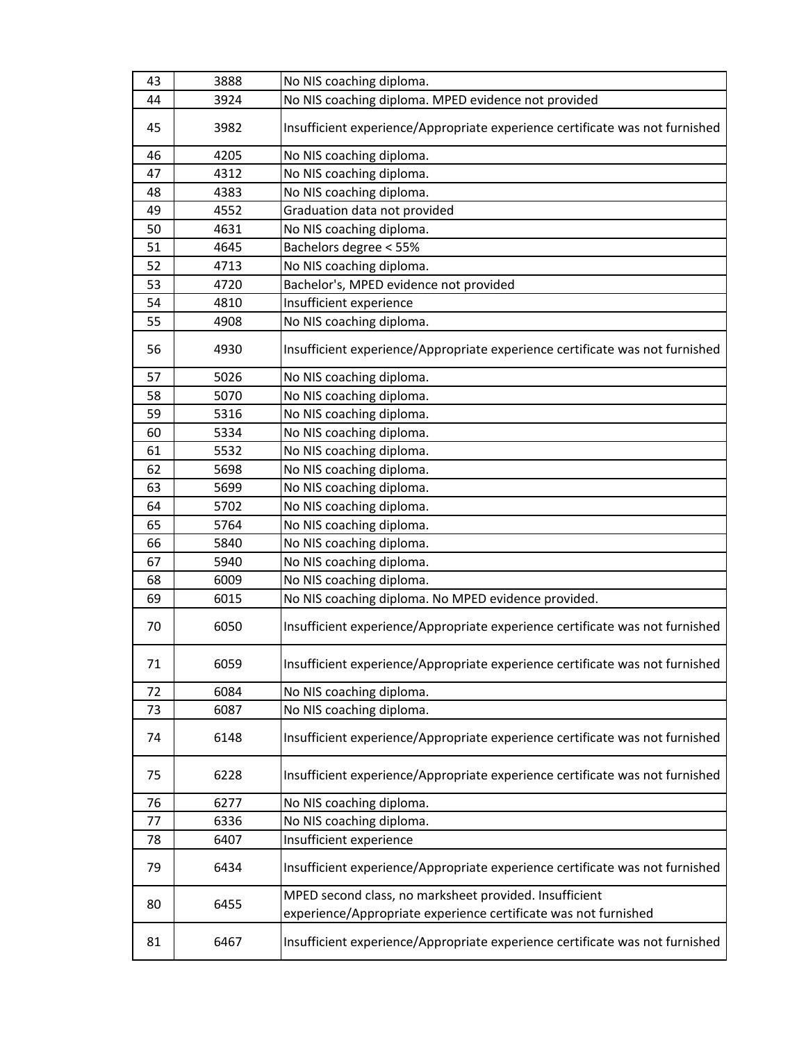| 43 | 3888 | No NIS coaching diploma. |
|---|---|---|
| 44 | 3924 | No NIS coaching diploma. MPED evidence not provided |
| 45 | 3982 | Insufficient experience/Appropriate experience certificate was not furnished |
| 46 | 4205 | No NIS coaching diploma. |
| 47 | 4312 | No NIS coaching diploma. |
| 48 | 4383 | No NIS coaching diploma. |
| 49 | 4552 | Graduation data not provided |
| 50 | 4631 | No NIS coaching diploma. |
| 51 | 4645 | Bachelors degree < 55% |
| 52 | 4713 | No NIS coaching diploma. |
| 53 | 4720 | Bachelor's, MPED evidence not provided |
| 54 | 4810 | Insufficient experience |
| 55 | 4908 | No NIS coaching diploma. |
| 56 | 4930 | Insufficient experience/Appropriate experience certificate was not furnished |
| 57 | 5026 | No NIS coaching diploma. |
| 58 | 5070 | No NIS coaching diploma. |
| 59 | 5316 | No NIS coaching diploma. |
| 60 | 5334 | No NIS coaching diploma. |
| 61 | 5532 | No NIS coaching diploma. |
| 62 | 5698 | No NIS coaching diploma. |
| 63 | 5699 | No NIS coaching diploma. |
| 64 | 5702 | No NIS coaching diploma. |
| 65 | 5764 | No NIS coaching diploma. |
| 66 | 5840 | No NIS coaching diploma. |
| 67 | 5940 | No NIS coaching diploma. |
| 68 | 6009 | No NIS coaching diploma. |
| 69 | 6015 | No NIS coaching diploma. No MPED evidence provided. |
| 70 | 6050 | Insufficient experience/Appropriate experience certificate was not furnished |
| 71 | 6059 | Insufficient experience/Appropriate experience certificate was not furnished |
| 72 | 6084 | No NIS coaching diploma. |
| 73 | 6087 | No NIS coaching diploma. |
| 74 | 6148 | Insufficient experience/Appropriate experience certificate was not furnished |
| 75 | 6228 | Insufficient experience/Appropriate experience certificate was not furnished |
| 76 | 6277 | No NIS coaching diploma. |
| 77 | 6336 | No NIS coaching diploma. |
| 78 | 6407 | Insufficient experience |
| 79 | 6434 | Insufficient experience/Appropriate experience certificate was not furnished |
| 80 | 6455 | MPED second class, no marksheet provided. Insufficient experience/Appropriate experience certificate was not furnished |
| 81 | 6467 | Insufficient experience/Appropriate experience certificate was not furnished |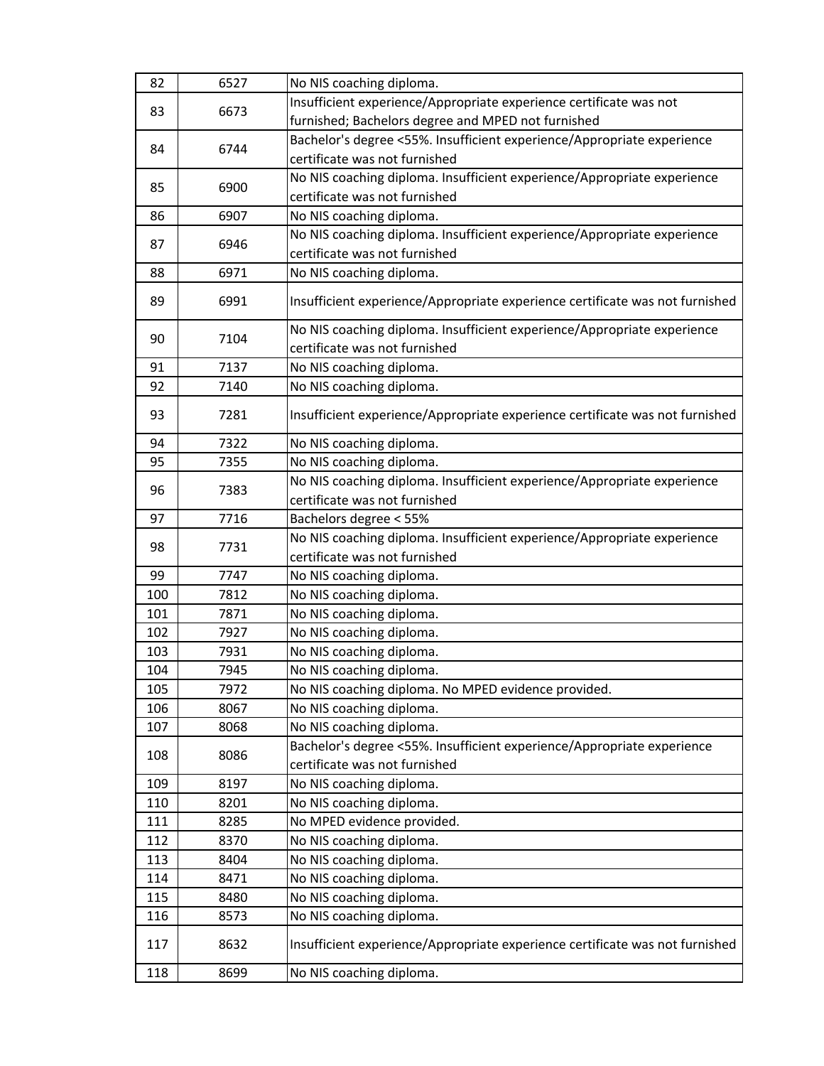| 82 | 6527 | No NIS coaching diploma. |
|---|---|---|
| 83 | 6673 | Insufficient experience/Appropriate experience certificate was not furnished; Bachelors degree and MPED not furnished |
| 84 | 6744 | Bachelor's degree <55%. Insufficient experience/Appropriate experience certificate was not furnished |
| 85 | 6900 | No NIS coaching diploma. Insufficient experience/Appropriate experience certificate was not furnished |
| 86 | 6907 | No NIS coaching diploma. |
| 87 | 6946 | No NIS coaching diploma. Insufficient experience/Appropriate experience certificate was not furnished |
| 88 | 6971 | No NIS coaching diploma. |
| 89 | 6991 | Insufficient experience/Appropriate experience certificate was not furnished |
| 90 | 7104 | No NIS coaching diploma. Insufficient experience/Appropriate experience certificate was not furnished |
| 91 | 7137 | No NIS coaching diploma. |
| 92 | 7140 | No NIS coaching diploma. |
| 93 | 7281 | Insufficient experience/Appropriate experience certificate was not furnished |
| 94 | 7322 | No NIS coaching diploma. |
| 95 | 7355 | No NIS coaching diploma. |
| 96 | 7383 | No NIS coaching diploma. Insufficient experience/Appropriate experience certificate was not furnished |
| 97 | 7716 | Bachelors degree < 55% |
| 98 | 7731 | No NIS coaching diploma. Insufficient experience/Appropriate experience certificate was not furnished |
| 99 | 7747 | No NIS coaching diploma. |
| 100 | 7812 | No NIS coaching diploma. |
| 101 | 7871 | No NIS coaching diploma. |
| 102 | 7927 | No NIS coaching diploma. |
| 103 | 7931 | No NIS coaching diploma. |
| 104 | 7945 | No NIS coaching diploma. |
| 105 | 7972 | No NIS coaching diploma. No MPED evidence provided. |
| 106 | 8067 | No NIS coaching diploma. |
| 107 | 8068 | No NIS coaching diploma. |
| 108 | 8086 | Bachelor's degree <55%. Insufficient experience/Appropriate experience certificate was not furnished |
| 109 | 8197 | No NIS coaching diploma. |
| 110 | 8201 | No NIS coaching diploma. |
| 111 | 8285 | No MPED evidence provided. |
| 112 | 8370 | No NIS coaching diploma. |
| 113 | 8404 | No NIS coaching diploma. |
| 114 | 8471 | No NIS coaching diploma. |
| 115 | 8480 | No NIS coaching diploma. |
| 116 | 8573 | No NIS coaching diploma. |
| 117 | 8632 | Insufficient experience/Appropriate experience certificate was not furnished |
| 118 | 8699 | No NIS coaching diploma. |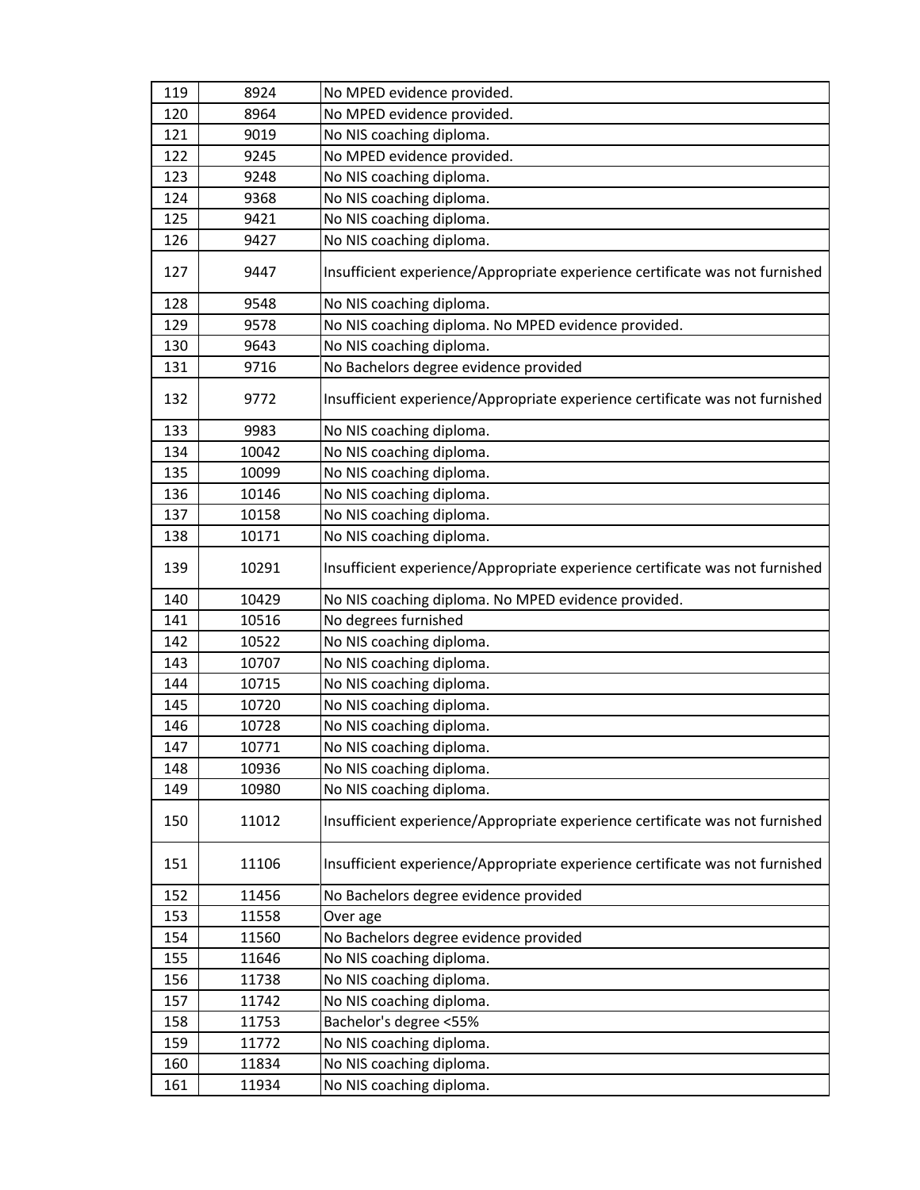| 119 | 8924 | No MPED evidence provided. |
|---|---|---|
| 120 | 8964 | No MPED evidence provided. |
| 121 | 9019 | No NIS coaching diploma. |
| 122 | 9245 | No MPED evidence provided. |
| 123 | 9248 | No NIS coaching diploma. |
| 124 | 9368 | No NIS coaching diploma. |
| 125 | 9421 | No NIS coaching diploma. |
| 126 | 9427 | No NIS coaching diploma. |
| 127 | 9447 | Insufficient experience/Appropriate experience certificate was not furnished |
| 128 | 9548 | No NIS coaching diploma. |
| 129 | 9578 | No NIS coaching diploma. No MPED evidence provided. |
| 130 | 9643 | No NIS coaching diploma. |
| 131 | 9716 | No Bachelors degree evidence provided |
| 132 | 9772 | Insufficient experience/Appropriate experience certificate was not furnished |
| 133 | 9983 | No NIS coaching diploma. |
| 134 | 10042 | No NIS coaching diploma. |
| 135 | 10099 | No NIS coaching diploma. |
| 136 | 10146 | No NIS coaching diploma. |
| 137 | 10158 | No NIS coaching diploma. |
| 138 | 10171 | No NIS coaching diploma. |
| 139 | 10291 | Insufficient experience/Appropriate experience certificate was not furnished |
| 140 | 10429 | No NIS coaching diploma. No MPED evidence provided. |
| 141 | 10516 | No degrees furnished |
| 142 | 10522 | No NIS coaching diploma. |
| 143 | 10707 | No NIS coaching diploma. |
| 144 | 10715 | No NIS coaching diploma. |
| 145 | 10720 | No NIS coaching diploma. |
| 146 | 10728 | No NIS coaching diploma. |
| 147 | 10771 | No NIS coaching diploma. |
| 148 | 10936 | No NIS coaching diploma. |
| 149 | 10980 | No NIS coaching diploma. |
| 150 | 11012 | Insufficient experience/Appropriate experience certificate was not furnished |
| 151 | 11106 | Insufficient experience/Appropriate experience certificate was not furnished |
| 152 | 11456 | No Bachelors degree evidence provided |
| 153 | 11558 | Over age |
| 154 | 11560 | No Bachelors degree evidence provided |
| 155 | 11646 | No NIS coaching diploma. |
| 156 | 11738 | No NIS coaching diploma. |
| 157 | 11742 | No NIS coaching diploma. |
| 158 | 11753 | Bachelor's degree <55% |
| 159 | 11772 | No NIS coaching diploma. |
| 160 | 11834 | No NIS coaching diploma. |
| 161 | 11934 | No NIS coaching diploma. |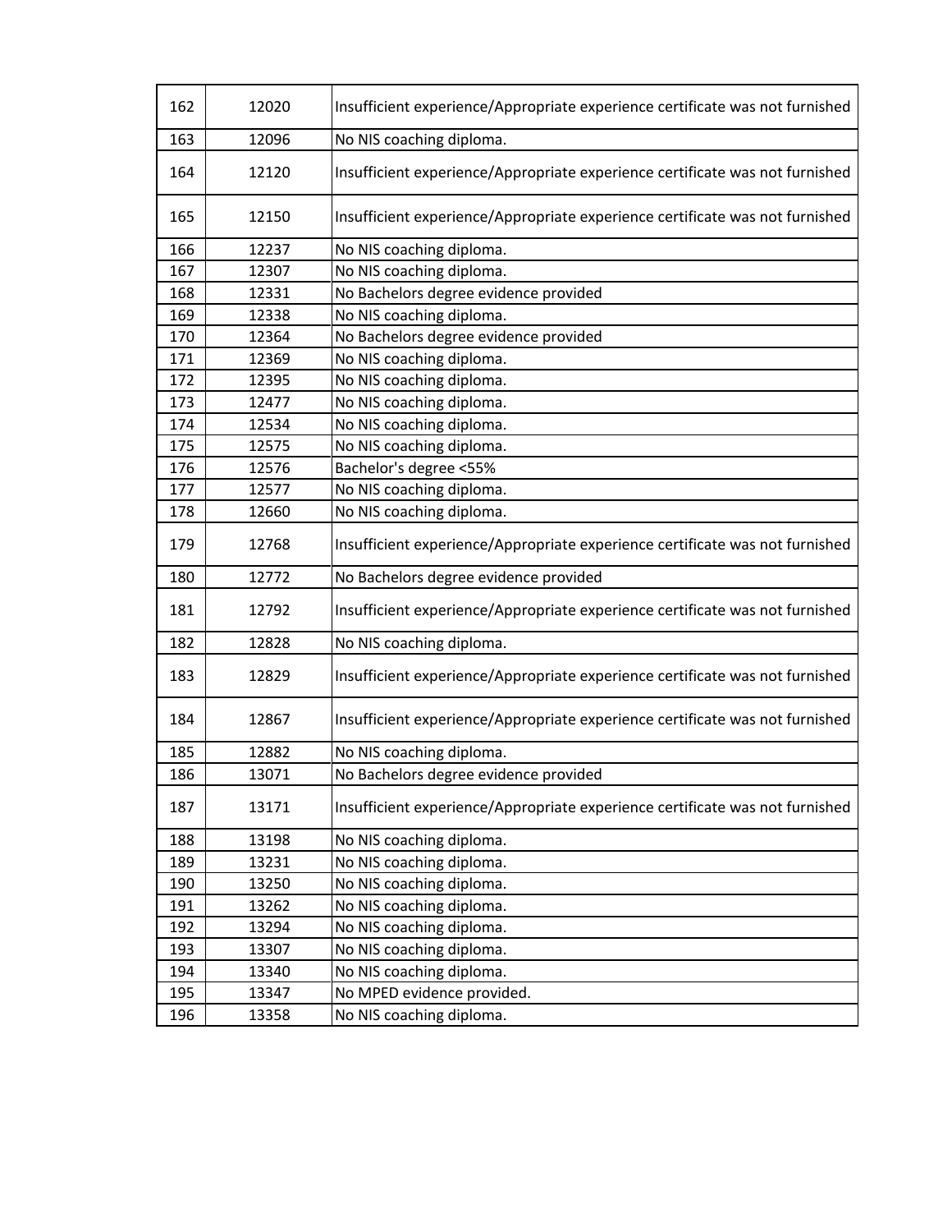| 162 | 12020 | Insufficient experience/Appropriate experience certificate was not furnished |
|---|---|---|
| 163 | 12096 | No NIS coaching diploma. |
| 164 | 12120 | Insufficient experience/Appropriate experience certificate was not furnished |
| 165 | 12150 | Insufficient experience/Appropriate experience certificate was not furnished |
| 166 | 12237 | No NIS coaching diploma. |
| 167 | 12307 | No NIS coaching diploma. |
| 168 | 12331 | No Bachelors degree evidence provided |
| 169 | 12338 | No NIS coaching diploma. |
| 170 | 12364 | No Bachelors degree evidence provided |
| 171 | 12369 | No NIS coaching diploma. |
| 172 | 12395 | No NIS coaching diploma. |
| 173 | 12477 | No NIS coaching diploma. |
| 174 | 12534 | No NIS coaching diploma. |
| 175 | 12575 | No NIS coaching diploma. |
| 176 | 12576 | Bachelor's degree <55% |
| 177 | 12577 | No NIS coaching diploma. |
| 178 | 12660 | No NIS coaching diploma. |
| 179 | 12768 | Insufficient experience/Appropriate experience certificate was not furnished |
| 180 | 12772 | No Bachelors degree evidence provided |
| 181 | 12792 | Insufficient experience/Appropriate experience certificate was not furnished |
| 182 | 12828 | No NIS coaching diploma. |
| 183 | 12829 | Insufficient experience/Appropriate experience certificate was not furnished |
| 184 | 12867 | Insufficient experience/Appropriate experience certificate was not furnished |
| 185 | 12882 | No NIS coaching diploma. |
| 186 | 13071 | No Bachelors degree evidence provided |
| 187 | 13171 | Insufficient experience/Appropriate experience certificate was not furnished |
| 188 | 13198 | No NIS coaching diploma. |
| 189 | 13231 | No NIS coaching diploma. |
| 190 | 13250 | No NIS coaching diploma. |
| 191 | 13262 | No NIS coaching diploma. |
| 192 | 13294 | No NIS coaching diploma. |
| 193 | 13307 | No NIS coaching diploma. |
| 194 | 13340 | No NIS coaching diploma. |
| 195 | 13347 | No MPED evidence provided. |
| 196 | 13358 | No NIS coaching diploma. |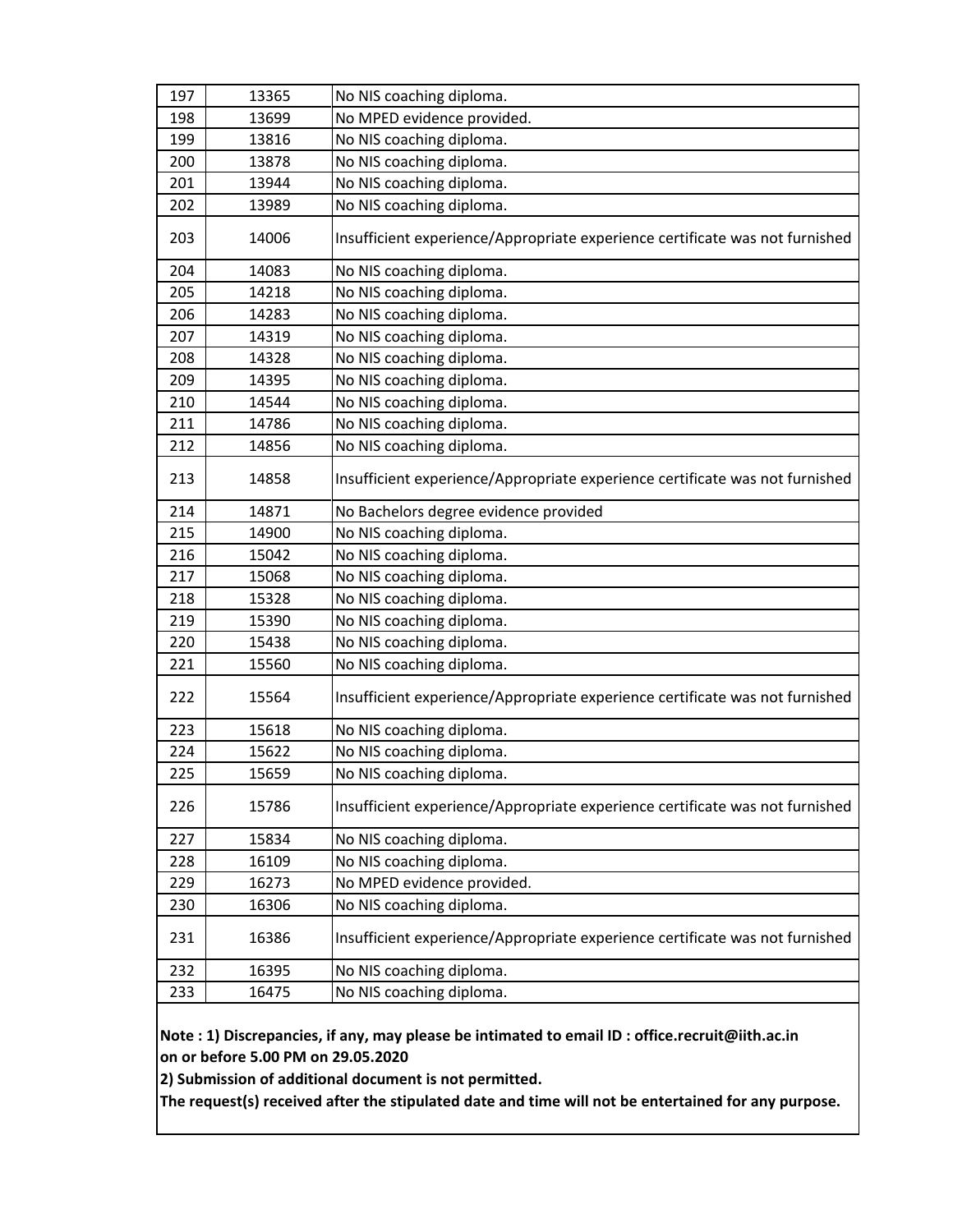| | | |
|---|---|---|
| 197 | 13365 | No NIS coaching diploma. |
| 198 | 13699 | No MPED evidence provided. |
| 199 | 13816 | No NIS coaching diploma. |
| 200 | 13878 | No NIS coaching diploma. |
| 201 | 13944 | No NIS coaching diploma. |
| 202 | 13989 | No NIS coaching diploma. |
| 203 | 14006 | Insufficient experience/Appropriate experience certificate was not furnished |
| 204 | 14083 | No NIS coaching diploma. |
| 205 | 14218 | No NIS coaching diploma. |
| 206 | 14283 | No NIS coaching diploma. |
| 207 | 14319 | No NIS coaching diploma. |
| 208 | 14328 | No NIS coaching diploma. |
| 209 | 14395 | No NIS coaching diploma. |
| 210 | 14544 | No NIS coaching diploma. |
| 211 | 14786 | No NIS coaching diploma. |
| 212 | 14856 | No NIS coaching diploma. |
| 213 | 14858 | Insufficient experience/Appropriate experience certificate was not furnished |
| 214 | 14871 | No Bachelors degree evidence provided |
| 215 | 14900 | No NIS coaching diploma. |
| 216 | 15042 | No NIS coaching diploma. |
| 217 | 15068 | No NIS coaching diploma. |
| 218 | 15328 | No NIS coaching diploma. |
| 219 | 15390 | No NIS coaching diploma. |
| 220 | 15438 | No NIS coaching diploma. |
| 221 | 15560 | No NIS coaching diploma. |
| 222 | 15564 | Insufficient experience/Appropriate experience certificate was not furnished |
| 223 | 15618 | No NIS coaching diploma. |
| 224 | 15622 | No NIS coaching diploma. |
| 225 | 15659 | No NIS coaching diploma. |
| 226 | 15786 | Insufficient experience/Appropriate experience certificate was not furnished |
| 227 | 15834 | No NIS coaching diploma. |
| 228 | 16109 | No NIS coaching diploma. |
| 229 | 16273 | No MPED evidence provided. |
| 230 | 16306 | No NIS coaching diploma. |
| 231 | 16386 | Insufficient experience/Appropriate experience certificate was not furnished |
| 232 | 16395 | No NIS coaching diploma. |
| 233 | 16475 | No NIS coaching diploma. |

**Note : 1) Discrepancies, if any, may please be intimated to email ID : office.recruit@iith.ac.in on or before 5.00 PM on 29.05.2020**

**2) Submission of additional document is not permitted.**

**The request(s) received after the stipulated date and time will not be entertained for any purpose.**